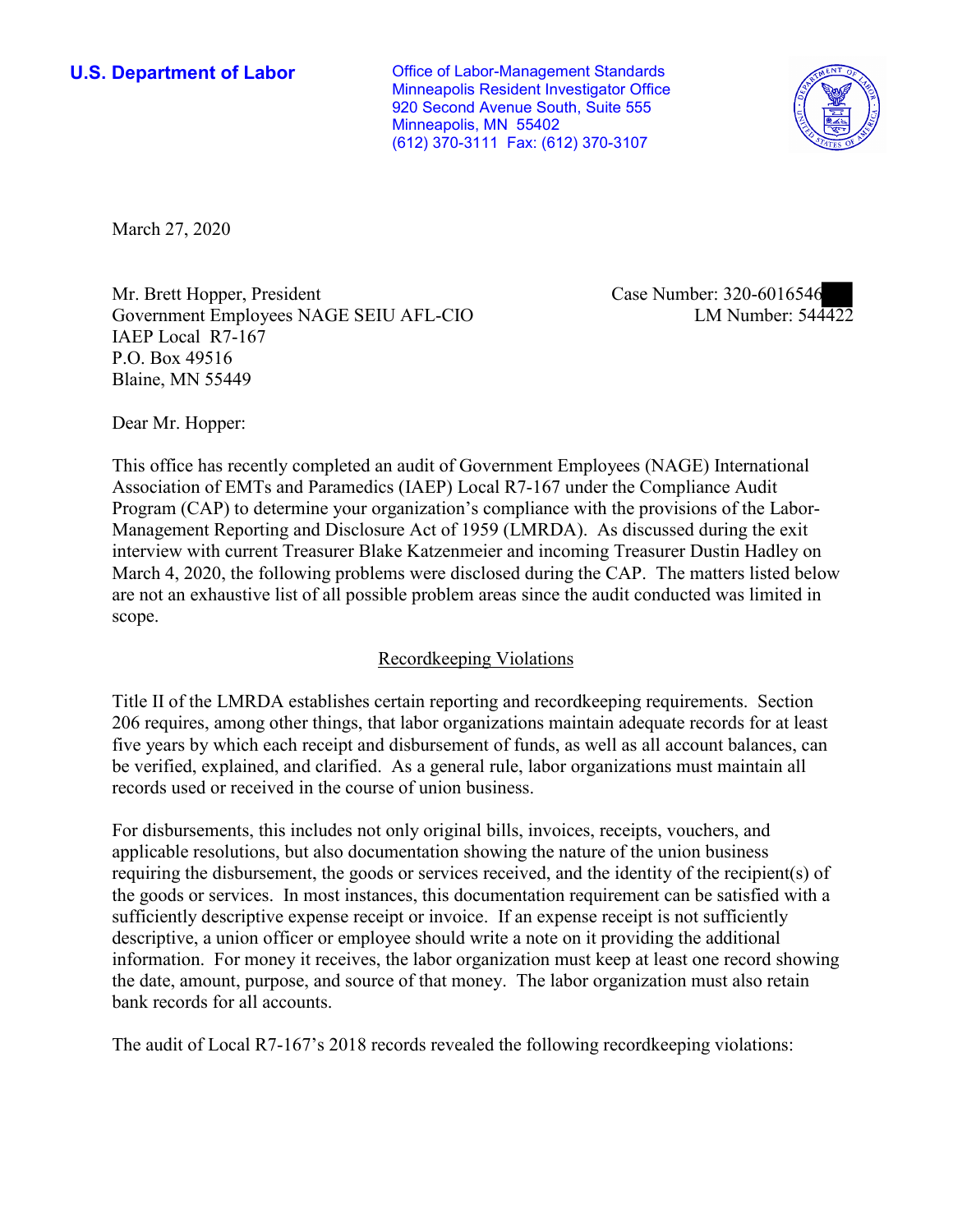**U.S. Department of Labor**

Office of Labor-Management Standards
Minneapolis Resident Investigator Office
920 Second Avenue South, Suite 555
Minneapolis, MN 55402
(612) 370-3111 Fax: (612) 370-3107

March 27, 2020

Mr. Brett Hopper, President
Government Employees NAGE SEIU AFL-CIO
IAEP Local R7-167
P.O. Box 49516
Blaine, MN 55449

Case Number: 320-6016546
LM Number: 544422

Dear Mr. Hopper:

This office has recently completed an audit of Government Employees (NAGE) International Association of EMTs and Paramedics (IAEP) Local R7-167 under the Compliance Audit Program (CAP) to determine your organization's compliance with the provisions of the Labor-Management Reporting and Disclosure Act of 1959 (LMRDA). As discussed during the exit interview with current Treasurer Blake Katzenmeier and incoming Treasurer Dustin Hadley on March 4, 2020, the following problems were disclosed during the CAP. The matters listed below are not an exhaustive list of all possible problem areas since the audit conducted was limited in scope.

## Recordkeeping Violations

Title II of the LMRDA establishes certain reporting and recordkeeping requirements. Section 206 requires, among other things, that labor organizations maintain adequate records for at least five years by which each receipt and disbursement of funds, as well as all account balances, can be verified, explained, and clarified. As a general rule, labor organizations must maintain all records used or received in the course of union business.

For disbursements, this includes not only original bills, invoices, receipts, vouchers, and applicable resolutions, but also documentation showing the nature of the union business requiring the disbursement, the goods or services received, and the identity of the recipient(s) of the goods or services. In most instances, this documentation requirement can be satisfied with a sufficiently descriptive expense receipt or invoice. If an expense receipt is not sufficiently descriptive, a union officer or employee should write a note on it providing the additional information. For money it receives, the labor organization must keep at least one record showing the date, amount, purpose, and source of that money. The labor organization must also retain bank records for all accounts.

The audit of Local R7-167's 2018 records revealed the following recordkeeping violations: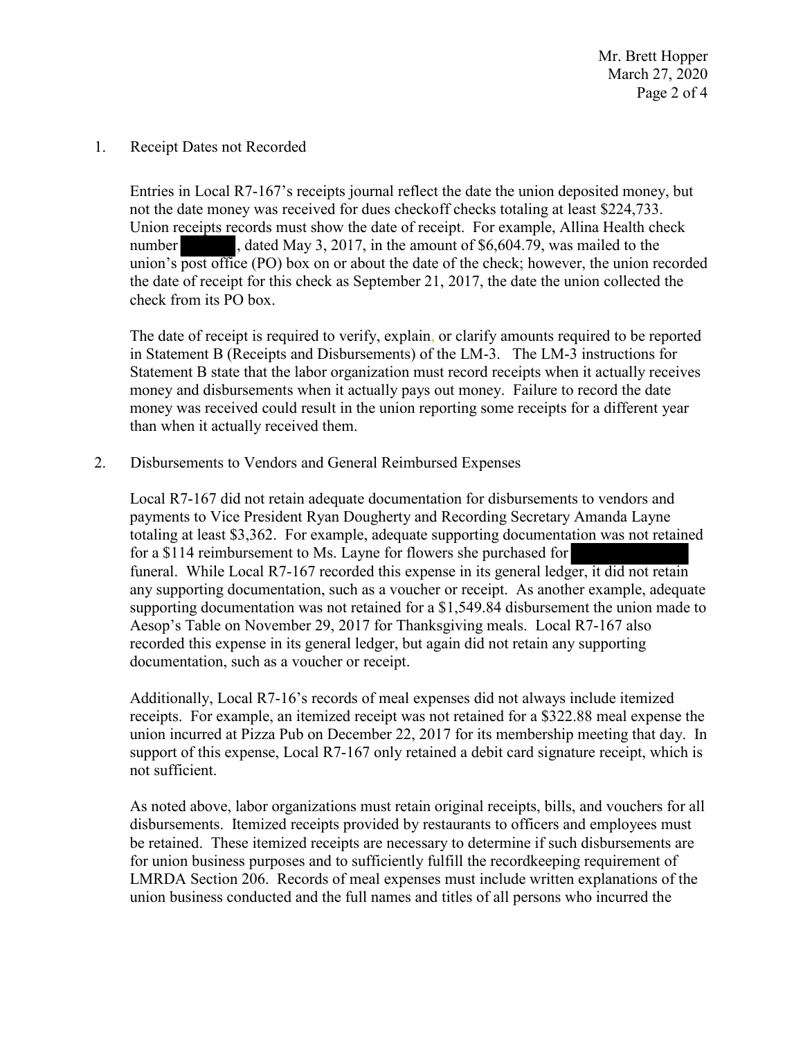1. Receipt Dates not Recorded

   Entries in Local R7-167's receipts journal reflect the date the union deposited money, but not the date money was received for dues checkoff checks totaling at least $224,733. Union receipts records must show the date of receipt. For example, Allina Health check number ██████, dated May 3, 2017, in the amount of $6,604.79, was mailed to the union's post office (PO) box on or about the date of the check; however, the union recorded the date of receipt for this check as September 21, 2017, the date the union collected the check from its PO box.

   The date of receipt is required to verify, explain, or clarify amounts required to be reported in Statement B (Receipts and Disbursements) of the LM-3. The LM-3 instructions for Statement B state that the labor organization must record receipts when it actually receives money and disbursements when it actually pays out money. Failure to record the date money was received could result in the union reporting some receipts for a different year than when it actually received them.

2. Disbursements to Vendors and General Reimbursed Expenses

   Local R7-167 did not retain adequate documentation for disbursements to vendors and payments to Vice President Ryan Dougherty and Recording Secretary Amanda Layne totaling at least $3,362. For example, adequate supporting documentation was not retained for a $114 reimbursement to Ms. Layne for flowers she purchased for ██████████ funeral. While Local R7-167 recorded this expense in its general ledger, it did not retain any supporting documentation, such as a voucher or receipt. As another example, adequate supporting documentation was not retained for a $1,549.84 disbursement the union made to Aesop's Table on November 29, 2017 for Thanksgiving meals. Local R7-167 also recorded this expense in its general ledger, but again did not retain any supporting documentation, such as a voucher or receipt.

   Additionally, Local R7-16's records of meal expenses did not always include itemized receipts. For example, an itemized receipt was not retained for a $322.88 meal expense the union incurred at Pizza Pub on December 22, 2017 for its membership meeting that day. In support of this expense, Local R7-167 only retained a debit card signature receipt, which is not sufficient.

   As noted above, labor organizations must retain original receipts, bills, and vouchers for all disbursements. Itemized receipts provided by restaurants to officers and employees must be retained. These itemized receipts are necessary to determine if such disbursements are for union business purposes and to sufficiently fulfill the recordkeeping requirement of LMRDA Section 206. Records of meal expenses must include written explanations of the union business conducted and the full names and titles of all persons who incurred the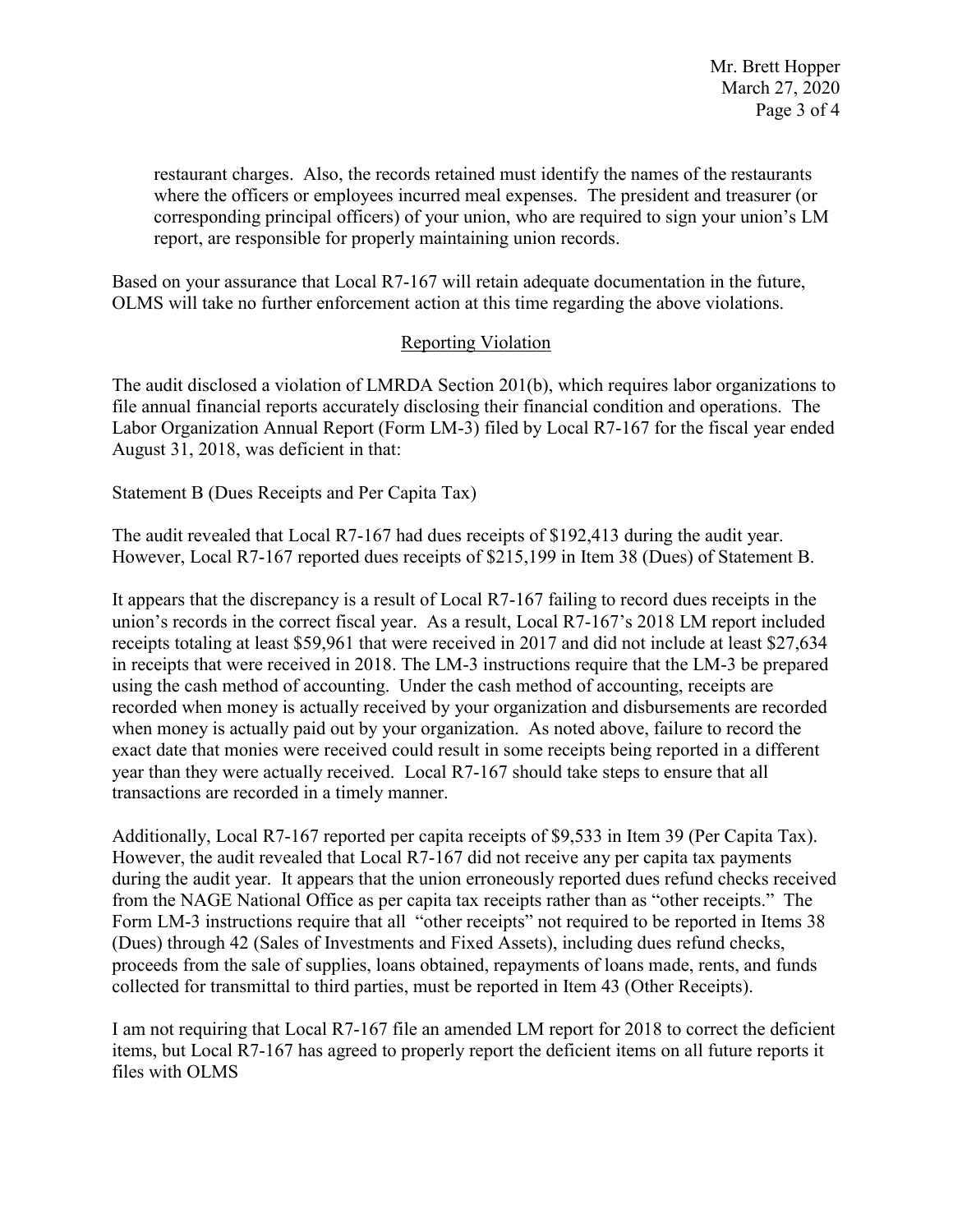restaurant charges. Also, the records retained must identify the names of the restaurants where the officers or employees incurred meal expenses. The president and treasurer (or corresponding principal officers) of your union, who are required to sign your union's LM report, are responsible for properly maintaining union records.

Based on your assurance that Local R7-167 will retain adequate documentation in the future, OLMS will take no further enforcement action at this time regarding the above violations.

## Reporting Violation

The audit disclosed a violation of LMRDA Section 201(b), which requires labor organizations to file annual financial reports accurately disclosing their financial condition and operations. The Labor Organization Annual Report (Form LM-3) filed by Local R7-167 for the fiscal year ended August 31, 2018, was deficient in that:

Statement B (Dues Receipts and Per Capita Tax)

The audit revealed that Local R7-167 had dues receipts of $192,413 during the audit year. However, Local R7-167 reported dues receipts of $215,199 in Item 38 (Dues) of Statement B.

It appears that the discrepancy is a result of Local R7-167 failing to record dues receipts in the union's records in the correct fiscal year. As a result, Local R7-167's 2018 LM report included receipts totaling at least $59,961 that were received in 2017 and did not include at least $27,634 in receipts that were received in 2018. The LM-3 instructions require that the LM-3 be prepared using the cash method of accounting. Under the cash method of accounting, receipts are recorded when money is actually received by your organization and disbursements are recorded when money is actually paid out by your organization. As noted above, failure to record the exact date that monies were received could result in some receipts being reported in a different year than they were actually received. Local R7-167 should take steps to ensure that all transactions are recorded in a timely manner.

Additionally, Local R7-167 reported per capita receipts of $9,533 in Item 39 (Per Capita Tax). However, the audit revealed that Local R7-167 did not receive any per capita tax payments during the audit year. It appears that the union erroneously reported dues refund checks received from the NAGE National Office as per capita tax receipts rather than as "other receipts." The Form LM-3 instructions require that all "other receipts" not required to be reported in Items 38 (Dues) through 42 (Sales of Investments and Fixed Assets), including dues refund checks, proceeds from the sale of supplies, loans obtained, repayments of loans made, rents, and funds collected for transmittal to third parties, must be reported in Item 43 (Other Receipts).

I am not requiring that Local R7-167 file an amended LM report for 2018 to correct the deficient items, but Local R7-167 has agreed to properly report the deficient items on all future reports it files with OLMS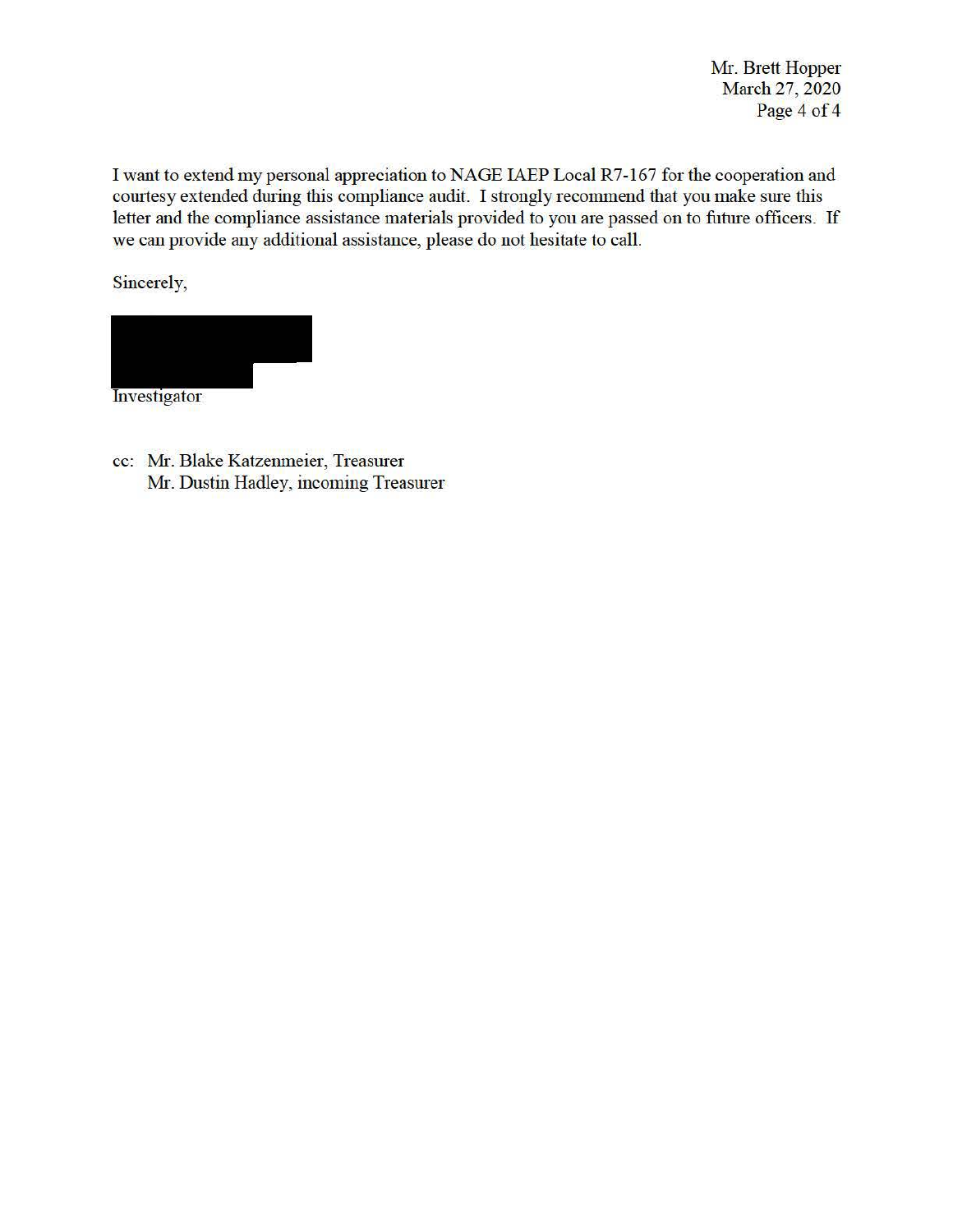Mr. Brett Hopper
March 27, 2020

I want to extend my personal appreciation to NAGE IAEP Local R7-167 for the cooperation and courtesy extended during this compliance audit. I strongly recommend that you make sure this letter and the compliance assistance materials provided to you are passed on to future officers. If we can provide any additional assistance, please do not hesitate to call.

Sincerely,

Investigator

cc: Mr. Blake Katzenmeier, Treasurer
Mr. Dustin Hadley, incoming Treasurer